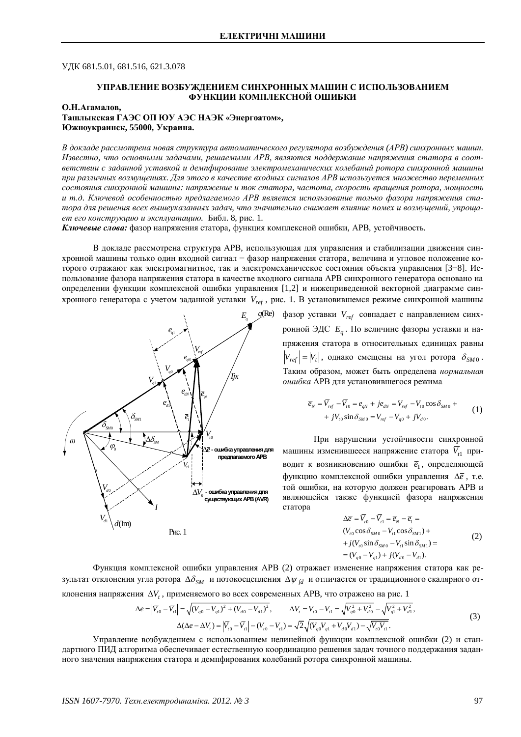УДК 681.5.01, 681.516, 621.3.078

# УПРАВЛЕНИЕ ВОЗБУЖДЕНИЕМ СИНХРОННЫХ МАШИН С ИСПОЛЬЗОВАНИЕМ ФУНКЦИИ КОМПЛЕКСНОЙ ОШИБКИ

**О.Н.Агамалов,**
**Ташлыкская ГАЭС ОП ЮУ АЭС НАЭК «Энергоатом»,**
**Южноукраинск, 55000, Украина.**

*В докладе рассмотрена новая структура автоматического регулятора возбуждения (АРВ) синхронных машин. Известно, что основными задачами, решаемыми АРВ, являются поддержание напряжения статора в соответствии с заданной уставкой и демпфирование электромеханических колебаний ротора синхронной машины при различных возмущениях. Для этого в качестве входных сигналов АРВ используется множество переменных состояния синхронной машины: напряжение и ток статора, частота, скорость вращения ротора, мощность и т.д. Ключевой особенностью предлагаемого АРВ является использование только фазора напряжения статора для решения всех вышеуказанных задач, что значительно снижает влияние помех и возмущений, упрощает его конструкцию и эксплуатацию.* Библ. 8, рис. 1.

***Ключевые слова:*** фазор напряжения статора, функция комплексной ошибки, АРВ, устойчивость.

В докладе рассмотрена структура АРВ, использующая для управления и стабилизации движения синхронной машины только один входной сигнал − фазор напряжения статора, величина и угловое положение которого отражают как электромагнитное, так и электромеханическое состояния объекта управления [3−8]. Использование фазора напряжения статора в качестве входного сигнала АРВ синхронного генератора основано на определении функции комплексной ошибки управления [1,2] и нижеприведенной векторной диаграмме синхронного генератора с учетом заданной уставки $V_{ref}$, рис. 1. В установившемся режиме синхронной машины фазор уставки $V_{ref}$ совпадает с направлением синхронной ЭДС $E_q$. По величине фазоры уставки и напряжения статора в относительных единицах равны $|V_{ref}| = |V_t|$, однако смещены на угол ротора $\delta_{SM0}$. Таким образом, может быть определена *нормальная ошибка* АРВ для установившегося режима

$$\overline{e}_N = \overline{V}_{ref} - \overline{V}_{t0} = e_{qN} + je_{dN} = V_{ref} - V_{t0}\cos\delta_{SM0} + jV_{t0}\sin\delta_{SM0} = V_{ref} - V_{q0} + jV_{d0}. \tag{1}$$

Рис. 1

При нарушении устойчивости синхронной машины изменившееся напряжение статора $\overline{V}_{t1}$ приводит к возникновению ошибки $\overline{e}_1$, определяющей функцию комплексной ошибки управления $\Delta\overline{e}$, т.е. той ошибки, на которую должен реагировать АРВ и являющейся также функцией фазора напряжения статора

$$\begin{aligned}\Delta\overline{e} &= \overline{V}_{t0} - \overline{V}_{t1} = \overline{e}_N - \overline{e}_1 = \\ &(V_{t0}\cos\delta_{SM0} - V_{t1}\cos\delta_{SM1}) + \\ &+ j(V_{t0}\sin\delta_{SM0} - V_{t1}\sin\delta_{SM1}) = \\ &= (V_{q0} - V_{q1}) + j(V_{d0} - V_{d1}).\end{aligned} \tag{2}$$

Функция комплексной ошибки управления АРВ (2) отражает изменение напряжения статора как результат отклонения угла ротора $\Delta\delta_{SM}$ и потокосцепления $\Delta\psi_{fd}$ и отличается от традиционного скалярного отклонения напряжения $\Delta V_t$, применяемого во всех современных АРВ, что отражено на рис. 1

$$\Delta e = |\overline{V}_{t0} - \overline{V}_{t1}| = \sqrt{(V_{q0} - V_{q1})^2 + (V_{d0} - V_{d1})^2}, \qquad \Delta V_t = V_{t0} - V_{t1} = \sqrt{V_{q0}^2 + V_{d0}^2} - \sqrt{V_{q1}^2 + V_{d1}^2},$$
$$\Delta(\Delta e - \Delta V_t) = |\overline{V}_{t0} - \overline{V}_{t1}| - (V_{t0} - V_{t1}) = \sqrt{2}\sqrt{(V_{q0}V_{q1} + V_{d0}V_{d1}) - \sqrt{V_{t0}V_{t1}}}. \tag{3}$$

Управление возбуждением с использованием нелинейной функции комплексной ошибки (2) и стандартного ПИД алгоритма обеспечивает естественную координацию решения задач точного поддержания заданного значения напряжения статора и демпфирования колебаний ротора синхронной машины.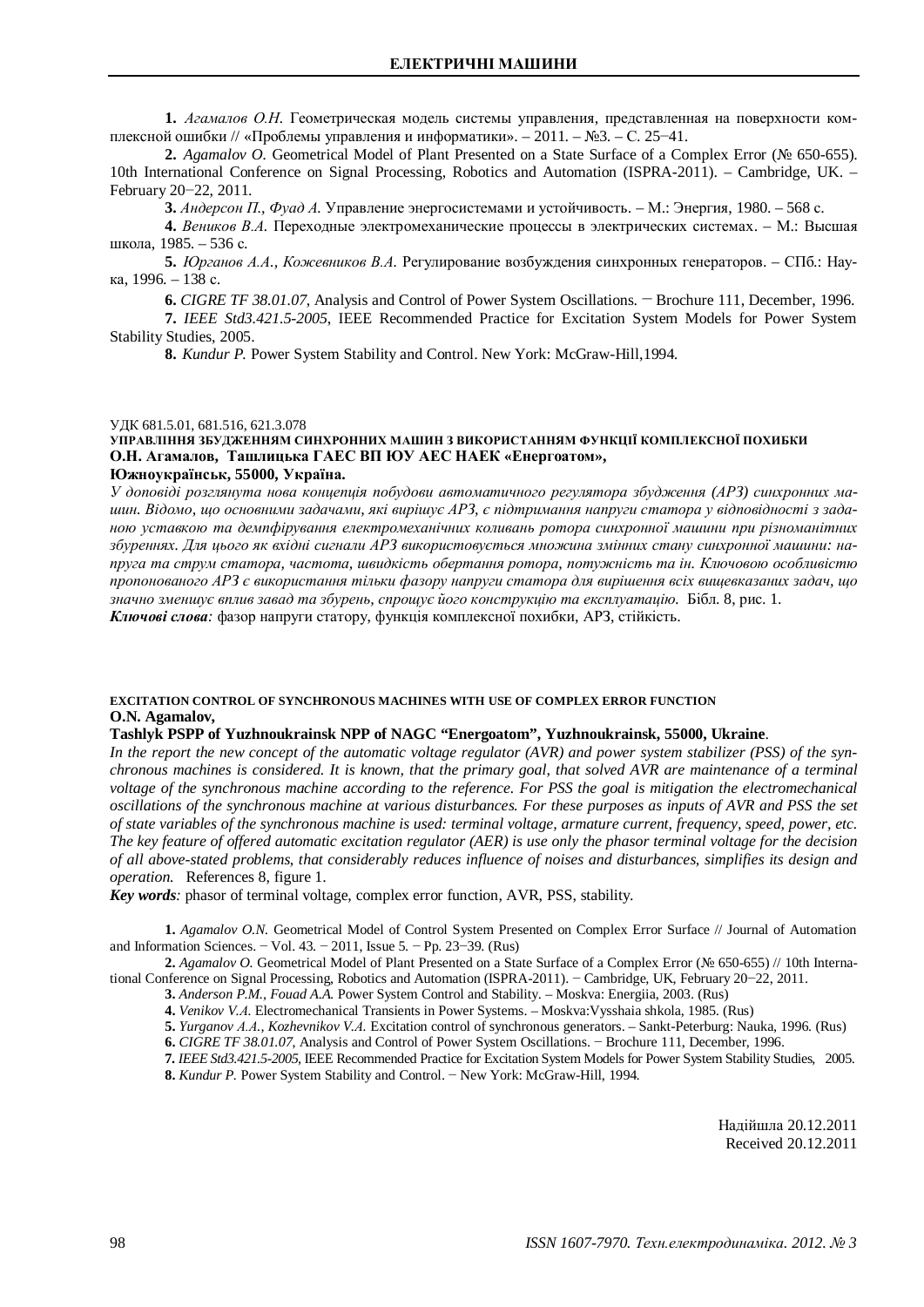**1.** *Агамалов О.Н.* Геометрическая модель системы управления, представленная на поверхности комплексной ошибки // «Проблемы управления и информатики». – 2011. – №3. – С. 25−41.

**2.** *Agamalov O.* Geometrical Model of Plant Presented on a State Surface of a Complex Error (№ 650-655). 10th International Conference on Signal Processing, Robotics and Automation (ISPRA-2011). – Cambridge, UK. – February 20−22, 2011.

**3.** *Андерсон П., Фуад А.* Управление энергосистемами и устойчивость. – М.: Энергия, 1980. – 568 с.

**4.** *Веников В.А.* Переходные электромеханические процессы в электрических системах. – М.: Высшая школа, 1985. – 536 с.

**5.** *Юрганов А.А., Кожевников В.А.* Регулирование возбуждения синхронных генераторов. – СПб.: Наука, 1996. – 138 с.

**6.** *CIGRE TF 38.01.07*, Analysis and Control of Power System Oscillations. − Brochure 111, December, 1996.

**7.** *IEEE Std3.421.5-2005*, IEEE Recommended Practice for Excitation System Models for Power System Stability Studies, 2005.

**8.** *Kundur P.* Power System Stability and Control. New York: McGraw-Hill,1994.

УДК 681.5.01, 681.516, 621.3.078

**УПРАВЛІННЯ ЗБУДЖЕННЯМ СИНХРОННИХ МАШИН З ВИКОРИСТАННЯМ ФУНКЦІЇ КОМПЛЕКСНОЇ ПОХИБКИ**
**О.Н. Агамалов, Ташлицька ГАЕС ВП ЮУ АЕС НАЕК «Енергоатом»,**
**Южноукраїнськ, 55000, Україна.**

*У доповіді розглянута нова концепція побудови автоматичного регулятора збудження (АРЗ) синхронних машин. Відомо, що основними задачами, які вирішує АРЗ, є підтримання напруги статора у відповідності з заданою уставкою та демпфірування електромеханічних коливань ротора синхронної машини при різноманітних збуреннях. Для цього як вхідні сигнали АРЗ використовується множина змінних стану синхронної машини: напруга та струм статора, частота, швидкість обертання ротора, потужність та ін. Ключовою особливістю пропонованого АРЗ є використання тільки фазору напруги статора для вирішення всіх вищевказаних задач, що значно зменшує вплив завад та збурень, спрощує його конструкцію та експлуатацію.* Бібл. 8, рис. 1.

***Ключові слова****:* фазор напруги статору, функція комплексної похибки, АРЗ, стійкість.

**EXCITATION CONTROL OF SYNCHRONOUS MACHINES WITH USE OF COMPLEX ERROR FUNCTION**
**O.N. Agamalov,**
**Tashlyk PSPP of Yuzhnoukrainsk NPP of NAGC "Energoatom", Yuzhnoukrainsk, 55000, Ukraine**.

*In the report the new concept of the automatic voltage regulator (AVR) and power system stabilizer (PSS) of the synchronous machines is considered. It is known, that the primary goal, that solved AVR are maintenance of a terminal voltage of the synchronous machine according to the reference. For PSS the goal is mitigation the electromechanical oscillations of the synchronous machine at various disturbances. For these purposes as inputs of AVR and PSS the set of state variables of the synchronous machine is used: terminal voltage, armature current, frequency, speed, power, etc. The key feature of offered automatic excitation regulator (AER) is use only the phasor terminal voltage for the decision of all above-stated problems, that considerably reduces influence of noises and disturbances, simplifies its design and operation.* References 8, figure 1.

***Key words****:* phasor of terminal voltage, complex error function, AVR, PSS, stability.

**1.** *Agamalov O.N.* Geometrical Model of Control System Presented on Complex Error Surface // Journal of Automation and Information Sciences. − Vol. 43. − 2011, Issue 5. − Pp. 23−39. (Rus)

**2.** *Agamalov O.* Geometrical Model of Plant Presented on a State Surface of a Complex Error (№ 650-655) // 10th International Conference on Signal Processing, Robotics and Automation (ISPRA-2011). − Cambridge, UK, February 20−22, 2011.

**3.** *Anderson P.M., Fouad A.A.* Power System Control and Stability. – Moskva: Energiia, 2003. (Rus)

**4.** *Venikov V.A.* Electromechanical Transients in Power Systems. – Moskva:Vysshaia shkola, 1985. (Rus)

**5.** *Yurganov A.A., Kozhevnikov V.A.* Excitation control of synchronous generators. – Sankt-Peterburg: Nauka, 1996. (Rus)

**6.** *CIGRE TF 38.01.07*, Analysis and Control of Power System Oscillations. − Brochure 111, December, 1996.

**7.** *IEEE Std3.421.5-2005*, IEEE Recommended Practice for Excitation System Models for Power System Stability Studies, 2005.

**8.** *Kundur P.* Power System Stability and Control. − New York: McGraw-Hill, 1994.

Надійшла 20.12.2011
Received 20.12.2011